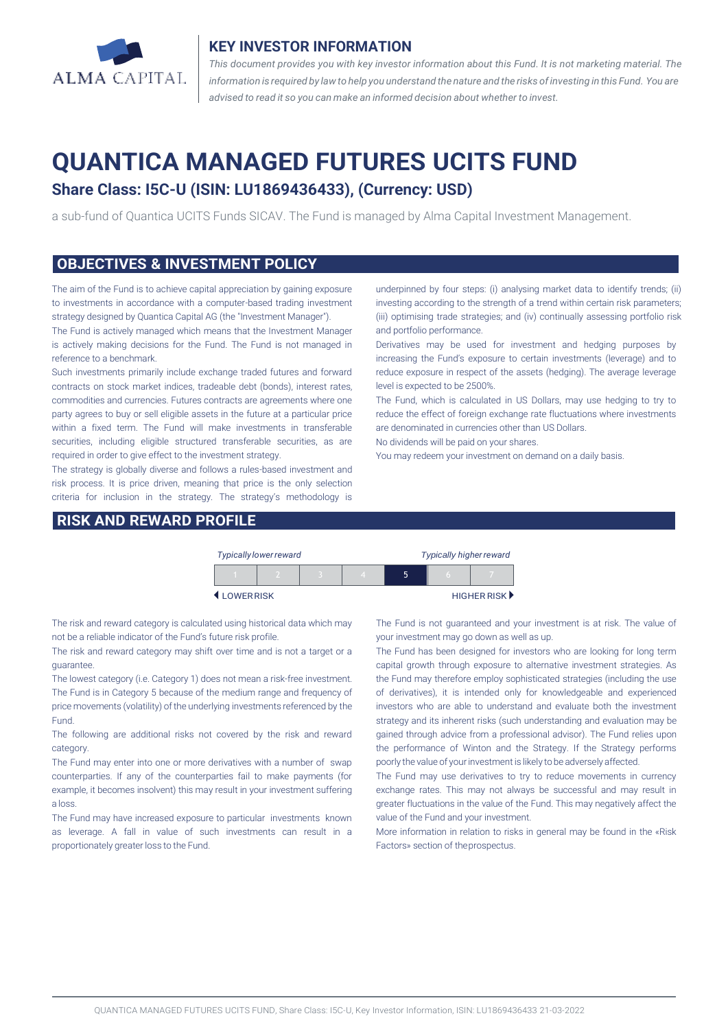ALMA CAPITAL

## KEY INVESTOR INFORMATION

*This document provides you with key investor information about this Fund. It is not marketing material. The information is required by law to help you understand the nature and the risks of investing in this Fund. You are advised to read it so you can make an informed decision about whether to invest.*

# QUANTICA MANAGED FUTURES UCITS FUND

### Share Class: I5C-U (ISIN: LU1869436433), (Currency: USD)

a sub-fund of Quantica UCITS Funds SICAV. The Fund is managed by Alma Capital Investment Management.

## OBJECTIVES & INVESTMENT POLICY

The aim of the Fund is to achieve capital appreciation by gaining exposure to investments in accordance with a computer-based trading investment strategy designed by Quantica Capital AG (the "Investment Manager").

The Fund is actively managed which means that the Investment Manager is actively making decisions for the Fund. The Fund is not managed in reference to a benchmark.

Such investments primarily include exchange traded futures and forward contracts on stock market indices, tradeable debt (bonds), interest rates, commodities and currencies. Futures contracts are agreements where one party agrees to buy or sell eligible assets in the future at a particular price within a fixed term. The Fund will make investments in transferable securities, including eligible structured transferable securities, as are required in order to give effect to the investment strategy.

The strategy is globally diverse and follows a rules-based investment and risk process. It is price driven, meaning that price is the only selection criteria for inclusion in the strategy. The strategy's methodology is underpinned by four steps: (i) analysing market data to identify trends; (ii) investing according to the strength of a trend within certain risk parameters; (iii) optimising trade strategies; and (iv) continually assessing portfolio risk and portfolio performance.

Derivatives may be used for investment and hedging purposes by increasing the Fund's exposure to certain investments (leverage) and to reduce exposure in respect of the assets (hedging). The average leverage level is expected to be 2500%.

The Fund, which is calculated in US Dollars, may use hedging to try to reduce the effect of foreign exchange rate fluctuations where investments are denominated in currencies other than US Dollars.

No dividends will be paid on your shares.

You may redeem your investment on demand on a daily basis.

## RISK AND REWARD PROFILE

*Typically lower reward* — *Typically higher reward*

| 1 | 2 | 3 | 4 | **5** | 6 | 7 |
|---|---|---|---|---|---|---|

◀ LOWER RISK — HIGHER RISK ▶

The risk and reward category is calculated using historical data which may not be a reliable indicator of the Fund's future risk profile.

The risk and reward category may shift over time and is not a target or a guarantee.

The lowest category (i.e. Category 1) does not mean a risk-free investment.

The Fund is in Category 5 because of the medium range and frequency of price movements (volatility) of the underlying investments referenced by the Fund.

The following are additional risks not covered by the risk and reward category.

The Fund may enter into one or more derivatives with a number of swap counterparties. If any of the counterparties fail to make payments (for example, it becomes insolvent) this may result in your investment suffering a loss.

The Fund may have increased exposure to particular investments known as leverage. A fall in value of such investments can result in a proportionately greater loss to the Fund.

The Fund is not guaranteed and your investment is at risk. The value of your investment may go down as well as up.

The Fund has been designed for investors who are looking for long term capital growth through exposure to alternative investment strategies. As the Fund may therefore employ sophisticated strategies (including the use of derivatives), it is intended only for knowledgeable and experienced investors who are able to understand and evaluate both the investment strategy and its inherent risks (such understanding and evaluation may be gained through advice from a professional advisor). The Fund relies upon the performance of Winton and the Strategy. If the Strategy performs poorly the value of your investment is likely to be adversely affected.

The Fund may use derivatives to try to reduce movements in currency exchange rates. This may not always be successful and may result in greater fluctuations in the value of the Fund. This may negatively affect the value of the Fund and your investment.

More information in relation to risks in general may be found in the «Risk Factors» section of the prospectus.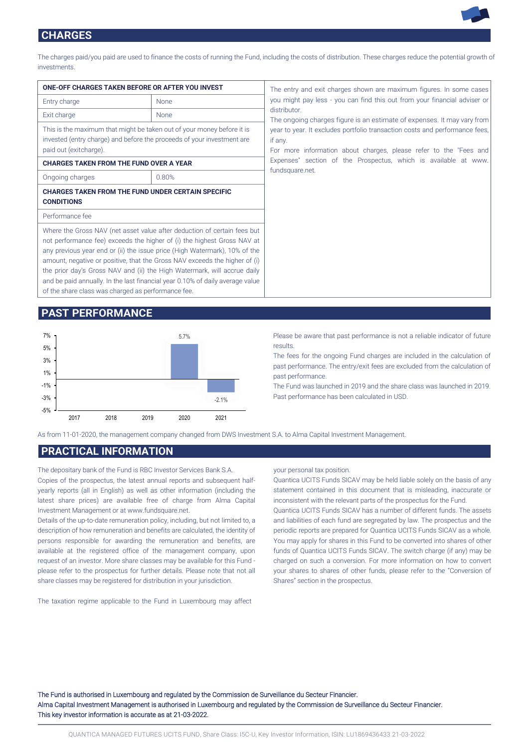## CHARGES

The charges paid/you paid are used to finance the costs of running the Fund, including the costs of distribution. These charges reduce the potential growth of investments.

| ONE-OFF CHARGES TAKEN BEFORE OR AFTER YOU INVEST | |
|---|---|
| Entry charge | None |
| Exit charge | None |
| This is the maximum that might be taken out of your money before it is invested (entry charge) and before the proceeds of your investment are paid out (exitcharge). | |
| **CHARGES TAKEN FROM THE FUND OVER A YEAR** | |
| Ongoing charges | 0.80% |
| **CHARGES TAKEN FROM THE FUND UNDER CERTAIN SPECIFIC CONDITIONS** | |
| Performance fee | |
| Where the Gross NAV (net asset value after deduction of certain fees but not performance fee) exceeds the higher of (i) the highest Gross NAV at any previous year end or (ii) the issue price (High Watermark), 10% of the amount, negative or positive, that the Gross NAV exceeds the higher of (i) the prior day's Gross NAV and (ii) the High Watermark, will accrue daily and be paid annually. In the last financial year 0.10% of daily average value of the share class was charged as performance fee. | |

The entry and exit charges shown are maximum figures. In some cases you might pay less - you can find this out from your financial adviser or distributor.

The ongoing charges figure is an estimate of expenses. It may vary from year to year. It excludes portfolio transaction costs and performance fees, if any.

For more information about charges, please refer to the "Fees and Expenses" section of the Prospectus, which is available at www.fundsquare.net.

## PAST PERFORMANCE

7%
5%
3%
1%
-1%
-3%
-5%

2017 2018 2019 2020 2021

5.7%
-2.1%

Please be aware that past performance is not a reliable indicator of future results.

The fees for the ongoing Fund charges are included in the calculation of past performance. The entry/exit fees are excluded from the calculation of past performance.

The Fund was launched in 2019 and the share class was launched in 2019.

Past performance has been calculated in USD.

As from 11-01-2020, the management company changed from DWS Investment S.A. to Alma Capital Investment Management.

## PRACTICAL INFORMATION

The depositary bank of the Fund is RBC Investor Services Bank S.A.

Copies of the prospectus, the latest annual reports and subsequent half-yearly reports (all in English) as well as other information (including the latest share prices) are available free of charge from Alma Capital Investment Management or at www.fundsquare.net.

Details of the up-to-date remuneration policy, including, but not limited to, a description of how remuneration and benefits are calculated, the identity of persons responsible for awarding the remuneration and benefits, are available at the registered office of the management company, upon request of an investor. More share classes may be available for this Fund - please refer to the prospectus for further details. Please note that not all share classes may be registered for distribution in your jurisdiction.

The taxation regime applicable to the Fund in Luxembourg may affect your personal tax position.

Quantica UCITS Funds SICAV may be held liable solely on the basis of any statement contained in this document that is misleading, inaccurate or inconsistent with the relevant parts of the prospectus for the Fund.

Quantica UCITS Funds SICAV has a number of different funds. The assets and liabilities of each fund are segregated by law. The prospectus and the periodic reports are prepared for Quantica UCITS Funds SICAV as a whole. You may apply for shares in this Fund to be converted into shares of other funds of Quantica UCITS Funds SICAV. The switch charge (if any) may be charged on such a conversion. For more information on how to convert your shares to shares of other funds, please refer to the "Conversion of Shares" section in the prospectus.

The Fund is authorised in Luxembourg and regulated by the Commission de Surveillance du Secteur Financier.
Alma Capital Investment Management is authorised in Luxembourg and regulated by the Commission de Surveillance du Secteur Financier.
This key investor information is accurate as at 21-03-2022.